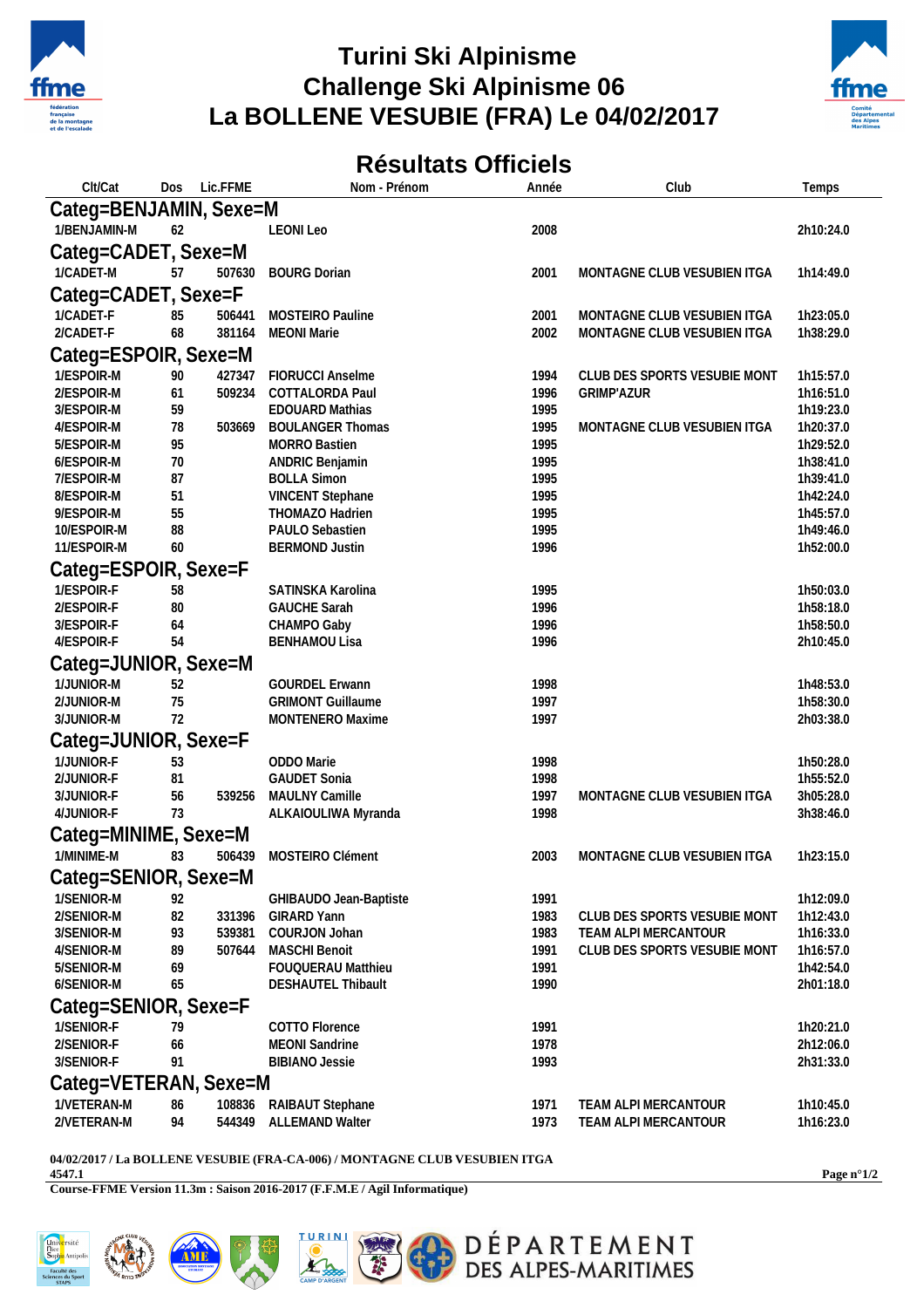# Turini Ski Alpinisme
# Challenge Ski Alpinisme 06
# La BOLLENE VESUBIE (FRA) Le 04/02/2017

## Résultats Officiels

| Clt/Cat | Dos | Lic.FFME | Nom - Prénom | Année | Club | Temps |
|---|---|---|---|---|---|---|
| **Categ=BENJAMIN, Sexe=M** | | | | | | |
| 1/BENJAMIN-M | 62 | | LEONI Leo | 2008 | | 2h10:24.0 |
| **Categ=CADET, Sexe=M** | | | | | | |
| 1/CADET-M | 57 | 507630 | BOURG Dorian | 2001 | MONTAGNE CLUB VESUBIEN ITGA | 1h14:49.0 |
| **Categ=CADET, Sexe=F** | | | | | | |
| 1/CADET-F | 85 | 506441 | MOSTEIRO Pauline | 2001 | MONTAGNE CLUB VESUBIEN ITGA | 1h23:05.0 |
| 2/CADET-F | 68 | 381164 | MEONI Marie | 2002 | MONTAGNE CLUB VESUBIEN ITGA | 1h38:29.0 |
| **Categ=ESPOIR, Sexe=M** | | | | | | |
| 1/ESPOIR-M | 90 | 427347 | FIORUCCI Anselme | 1994 | CLUB DES SPORTS VESUBIE MONT | 1h15:57.0 |
| 2/ESPOIR-M | 61 | 509234 | COTTALORDA Paul | 1996 | GRIMP'AZUR | 1h16:51.0 |
| 3/ESPOIR-M | 59 | | EDOUARD Mathias | 1995 | | 1h19:23.0 |
| 4/ESPOIR-M | 78 | 503669 | BOULANGER Thomas | 1995 | MONTAGNE CLUB VESUBIEN ITGA | 1h20:37.0 |
| 5/ESPOIR-M | 95 | | MORRO Bastien | 1995 | | 1h29:52.0 |
| 6/ESPOIR-M | 70 | | ANDRIC Benjamin | 1995 | | 1h38:41.0 |
| 7/ESPOIR-M | 87 | | BOLLA Simon | 1995 | | 1h39:41.0 |
| 8/ESPOIR-M | 51 | | VINCENT Stephane | 1995 | | 1h42:24.0 |
| 9/ESPOIR-M | 55 | | THOMAZO Hadrien | 1995 | | 1h45:57.0 |
| 10/ESPOIR-M | 88 | | PAULO Sebastien | 1995 | | 1h49:46.0 |
| 11/ESPOIR-M | 60 | | BERMOND Justin | 1996 | | 1h52:00.0 |
| **Categ=ESPOIR, Sexe=F** | | | | | | |
| 1/ESPOIR-F | 58 | | SATINSKA Karolina | 1995 | | 1h50:03.0 |
| 2/ESPOIR-F | 80 | | GAUCHE Sarah | 1996 | | 1h58:18.0 |
| 3/ESPOIR-F | 64 | | CHAMPO Gaby | 1996 | | 1h58:50.0 |
| 4/ESPOIR-F | 54 | | BENHAMOU Lisa | 1996 | | 2h10:45.0 |
| **Categ=JUNIOR, Sexe=M** | | | | | | |
| 1/JUNIOR-M | 52 | | GOURDEL Erwann | 1998 | | 1h48:53.0 |
| 2/JUNIOR-M | 75 | | GRIMONT Guillaume | 1997 | | 1h58:30.0 |
| 3/JUNIOR-M | 72 | | MONTENERO Maxime | 1997 | | 2h03:38.0 |
| **Categ=JUNIOR, Sexe=F** | | | | | | |
| 1/JUNIOR-F | 53 | | ODDO Marie | 1998 | | 1h50:28.0 |
| 2/JUNIOR-F | 81 | | GAUDET Sonia | 1998 | | 1h55:52.0 |
| 3/JUNIOR-F | 56 | 539256 | MAULNY Camille | 1997 | MONTAGNE CLUB VESUBIEN ITGA | 3h05:28.0 |
| 4/JUNIOR-F | 73 | | ALKAIOULIWA Myranda | 1998 | | 3h38:46.0 |
| **Categ=MINIME, Sexe=M** | | | | | | |
| 1/MINIME-M | 83 | 506439 | MOSTEIRO Clément | 2003 | MONTAGNE CLUB VESUBIEN ITGA | 1h23:15.0 |
| **Categ=SENIOR, Sexe=M** | | | | | | |
| 1/SENIOR-M | 92 | | GHIBAUDO Jean-Baptiste | 1991 | | 1h12:09.0 |
| 2/SENIOR-M | 82 | 331396 | GIRARD Yann | 1983 | CLUB DES SPORTS VESUBIE MONT | 1h12:43.0 |
| 3/SENIOR-M | 93 | 539381 | COURJON Johan | 1983 | TEAM ALPI MERCANTOUR | 1h16:33.0 |
| 4/SENIOR-M | 89 | 507644 | MASCHI Benoit | 1991 | CLUB DES SPORTS VESUBIE MONT | 1h16:57.0 |
| 5/SENIOR-M | 69 | | FOUQUERAU Matthieu | 1991 | | 1h42:54.0 |
| 6/SENIOR-M | 65 | | DESHAUTEL Thibault | 1990 | | 2h01:18.0 |
| **Categ=SENIOR, Sexe=F** | | | | | | |
| 1/SENIOR-F | 79 | | COTTO Florence | 1991 | | 1h20:21.0 |
| 2/SENIOR-F | 66 | | MEONI Sandrine | 1978 | | 2h12:06.0 |
| 3/SENIOR-F | 91 | | BIBIANO Jessie | 1993 | | 2h31:33.0 |
| **Categ=VETERAN, Sexe=M** | | | | | | |
| 1/VETERAN-M | 86 | 108836 | RAIBAUT Stephane | 1971 | TEAM ALPI MERCANTOUR | 1h10:45.0 |
| 2/VETERAN-M | 94 | 544349 | ALLEMAND Walter | 1973 | TEAM ALPI MERCANTOUR | 1h16:23.0 |

04/02/2017 / La BOLLENE VESUBIE (FRA-CA-006) / MONTAGNE CLUB VESUBIEN ITGA
4547.1

Course-FFME Version 11.3m : Saison 2016-2017 (F.F.M.E / Agil Informatique)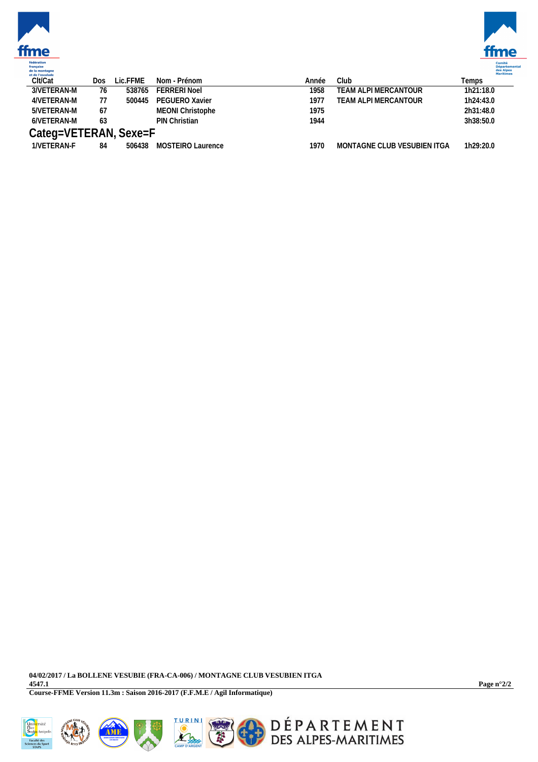| Clt/Cat | Dos | Lic.FFME | Nom - Prénom | Année | Club | Temps |
|---|---|---|---|---|---|---|
| 3/VETERAN-M | 76 | 538765 | FERRERI Noel | 1958 | TEAM ALPI MERCANTOUR | 1h21:18.0 |
| 4/VETERAN-M | 77 | 500445 | PEGUERO Xavier | 1977 | TEAM ALPI MERCANTOUR | 1h24:43.0 |
| 5/VETERAN-M | 67 | | MEONI Christophe | 1975 | | 2h31:48.0 |
| 6/VETERAN-M | 63 | | PIN Christian | 1944 | | 3h38:50.0 |

## Categ=VETERAN, Sexe=F

| Clt/Cat | Dos | Lic.FFME | Nom - Prénom | Année | Club | Temps |
|---|---|---|---|---|---|---|
| 1/VETERAN-F | 84 | 506438 | MOSTEIRO Laurence | 1970 | MONTAGNE CLUB VESUBIEN ITGA | 1h29:20.0 |

**04/02/2017 / La BOLLENE VESUBIE (FRA-CA-006) / MONTAGNE CLUB VESUBIEN ITGA**
**4547.1**
**Course-FFME Version 11.3m : Saison 2016-2017 (F.F.M.E / Agil Informatique)**